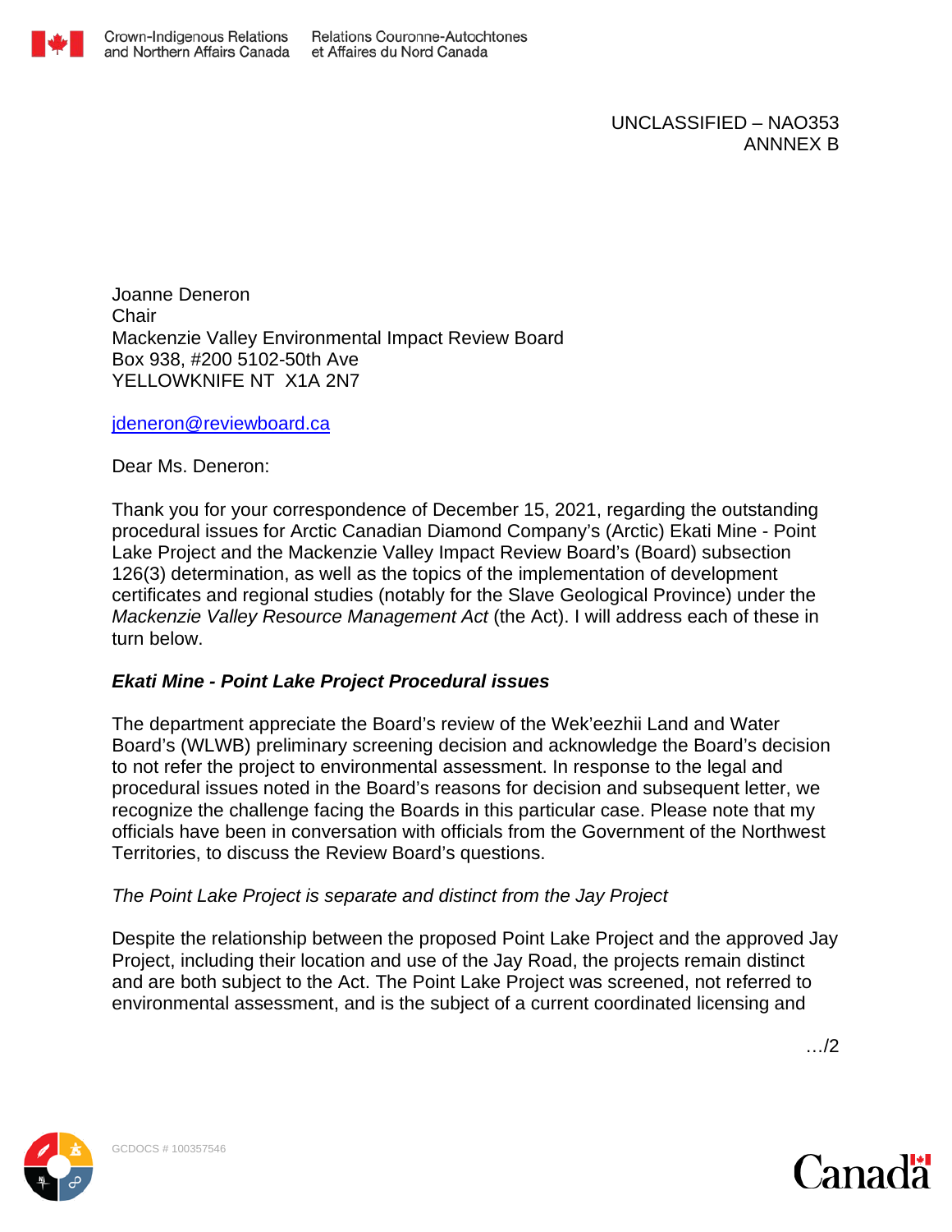UNCLASSIFIED – NAO353
ANNNEX B

Joanne Deneron
Chair
Mackenzie Valley Environmental Impact Review Board
Box 938, #200 5102-50th Ave
YELLOWKNIFE NT X1A 2N7

jdeneron@reviewboard.ca

Dear Ms. Deneron:

Thank you for your correspondence of December 15, 2021, regarding the outstanding procedural issues for Arctic Canadian Diamond Company's (Arctic) Ekati Mine - Point Lake Project and the Mackenzie Valley Impact Review Board's (Board) subsection 126(3) determination, as well as the topics of the implementation of development certificates and regional studies (notably for the Slave Geological Province) under the *Mackenzie Valley Resource Management Act* (the Act). I will address each of these in turn below.

### *Ekati Mine - Point Lake Project Procedural issues*

The department appreciate the Board's review of the Wek'eezhii Land and Water Board's (WLWB) preliminary screening decision and acknowledge the Board's decision to not refer the project to environmental assessment. In response to the legal and procedural issues noted in the Board's reasons for decision and subsequent letter, we recognize the challenge facing the Boards in this particular case. Please note that my officials have been in conversation with officials from the Government of the Northwest Territories, to discuss the Review Board's questions.

*The Point Lake Project is separate and distinct from the Jay Project*

Despite the relationship between the proposed Point Lake Project and the approved Jay Project, including their location and use of the Jay Road, the projects remain distinct and are both subject to the Act. The Point Lake Project was screened, not referred to environmental assessment, and is the subject of a current coordinated licensing and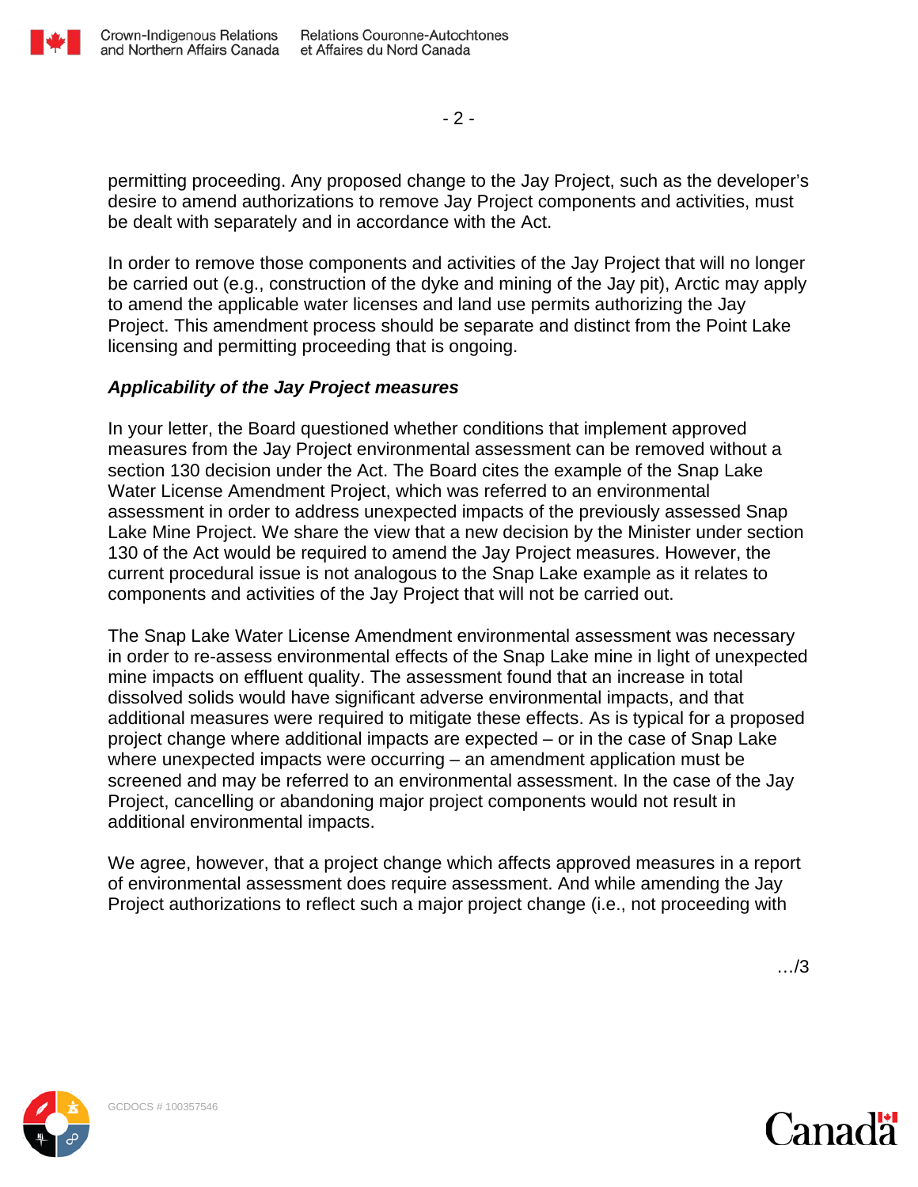permitting proceeding. Any proposed change to the Jay Project, such as the developer's desire to amend authorizations to remove Jay Project components and activities, must be dealt with separately and in accordance with the Act.

In order to remove those components and activities of the Jay Project that will no longer be carried out (e.g., construction of the dyke and mining of the Jay pit), Arctic may apply to amend the applicable water licenses and land use permits authorizing the Jay Project. This amendment process should be separate and distinct from the Point Lake licensing and permitting proceeding that is ongoing.

***Applicability of the Jay Project measures***

In your letter, the Board questioned whether conditions that implement approved measures from the Jay Project environmental assessment can be removed without a section 130 decision under the Act. The Board cites the example of the Snap Lake Water License Amendment Project, which was referred to an environmental assessment in order to address unexpected impacts of the previously assessed Snap Lake Mine Project. We share the view that a new decision by the Minister under section 130 of the Act would be required to amend the Jay Project measures. However, the current procedural issue is not analogous to the Snap Lake example as it relates to components and activities of the Jay Project that will not be carried out.

The Snap Lake Water License Amendment environmental assessment was necessary in order to re-assess environmental effects of the Snap Lake mine in light of unexpected mine impacts on effluent quality. The assessment found that an increase in total dissolved solids would have significant adverse environmental impacts, and that additional measures were required to mitigate these effects. As is typical for a proposed project change where additional impacts are expected – or in the case of Snap Lake where unexpected impacts were occurring – an amendment application must be screened and may be referred to an environmental assessment. In the case of the Jay Project, cancelling or abandoning major project components would not result in additional environmental impacts.

We agree, however, that a project change which affects approved measures in a report of environmental assessment does require assessment. And while amending the Jay Project authorizations to reflect such a major project change (i.e., not proceeding with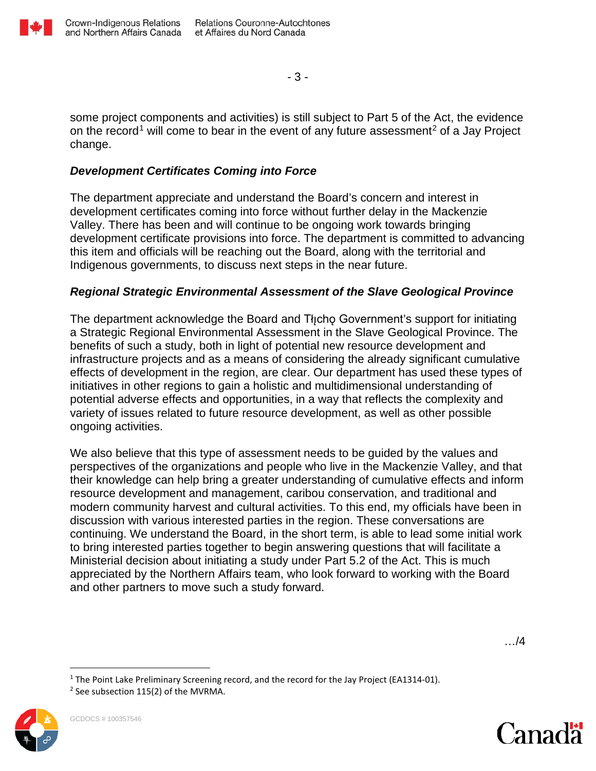some project components and activities) is still subject to Part 5 of the Act, the evidence on the record[1] will come to bear in the event of any future assessment[2] of a Jay Project change.

### *Development Certificates Coming into Force*

The department appreciate and understand the Board's concern and interest in development certificates coming into force without further delay in the Mackenzie Valley. There has been and will continue to be ongoing work towards bringing development certificate provisions into force. The department is committed to advancing this item and officials will be reaching out the Board, along with the territorial and Indigenous governments, to discuss next steps in the near future.

### *Regional Strategic Environmental Assessment of the Slave Geological Province*

The department acknowledge the Board and Tłı̨chǫ Government's support for initiating a Strategic Regional Environmental Assessment in the Slave Geological Province. The benefits of such a study, both in light of potential new resource development and infrastructure projects and as a means of considering the already significant cumulative effects of development in the region, are clear. Our department has used these types of initiatives in other regions to gain a holistic and multidimensional understanding of potential adverse effects and opportunities, in a way that reflects the complexity and variety of issues related to future resource development, as well as other possible ongoing activities.

We also believe that this type of assessment needs to be guided by the values and perspectives of the organizations and people who live in the Mackenzie Valley, and that their knowledge can help bring a greater understanding of cumulative effects and inform resource development and management, caribou conservation, and traditional and modern community harvest and cultural activities. To this end, my officials have been in discussion with various interested parties in the region. These conversations are continuing. We understand the Board, in the short term, is able to lead some initial work to bring interested parties together to begin answering questions that will facilitate a Ministerial decision about initiating a study under Part 5.2 of the Act. This is much appreciated by the Northern Affairs team, who look forward to working with the Board and other partners to move such a study forward.

…/4

[1] The Point Lake Preliminary Screening record, and the record for the Jay Project (EA1314-01).

[2] See subsection 115(2) of the MVRMA.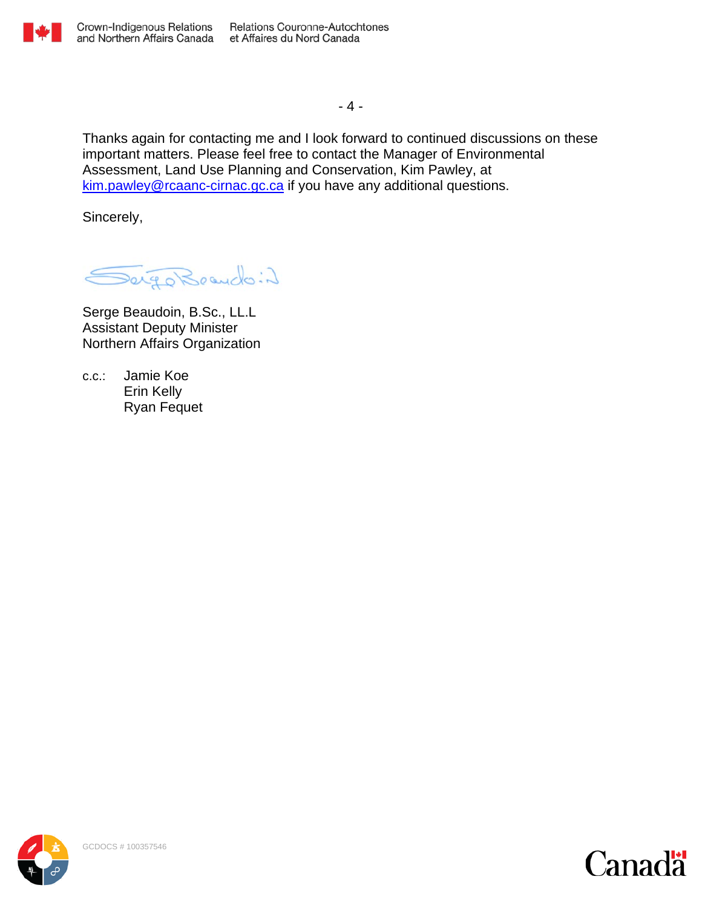Thanks again for contacting me and I look forward to continued discussions on these important matters. Please feel free to contact the Manager of Environmental Assessment, Land Use Planning and Conservation, Kim Pawley, at kim.pawley@rcaanc-cirnac.gc.ca if you have any additional questions.

Sincerely,

Serge Beaudoin, B.Sc., LL.L  
Assistant Deputy Minister  
Northern Affairs Organization

c.c.: Jamie Koe  
Erin Kelly  
Ryan Fequet

GCDOCS # 100357546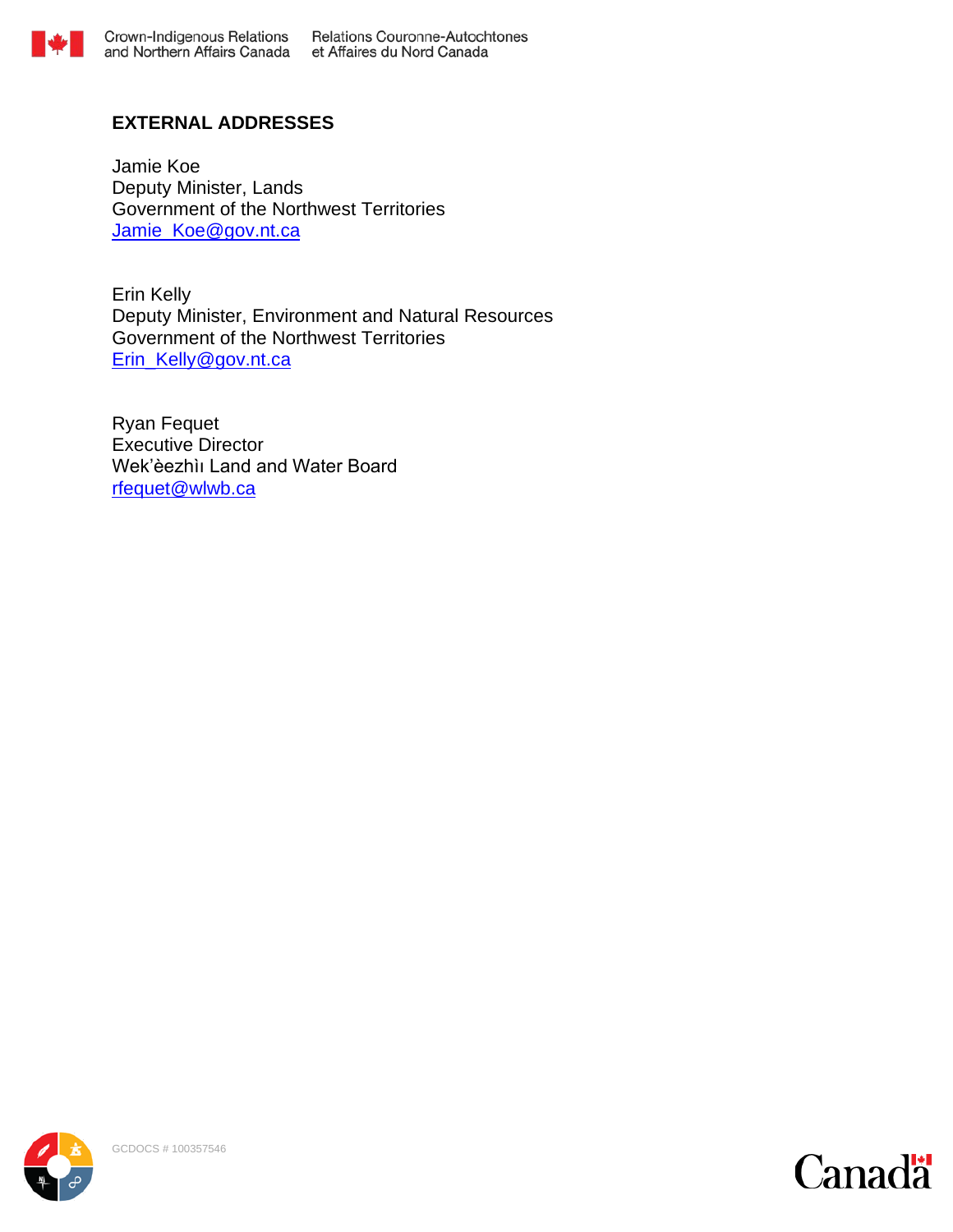## EXTERNAL ADDRESSES

Jamie Koe
Deputy Minister, Lands
Government of the Northwest Territories
Jamie_Koe@gov.nt.ca

Erin Kelly
Deputy Minister, Environment and Natural Resources
Government of the Northwest Territories
Erin_Kelly@gov.nt.ca

Ryan Fequet
Executive Director
Wek'èezhìı Land and Water Board
rfequet@wlwb.ca

GCDOCS # 100357546